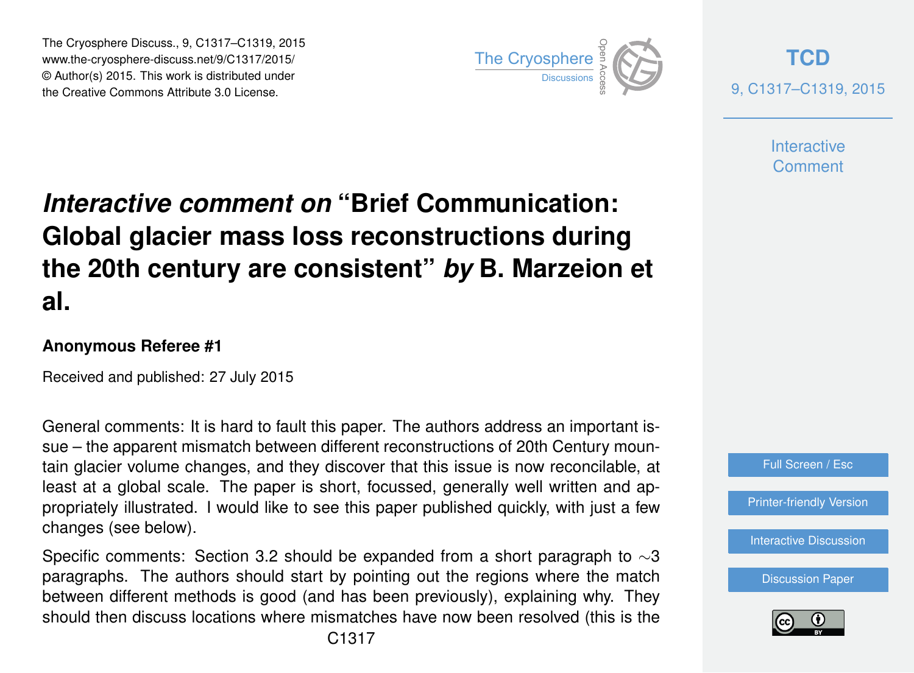# *Interactive comment on* "Brief Communication: Global glacier mass loss reconstructions during the 20th century are consistent" *by* B. Marzeion et al.

**Anonymous Referee #1**

Received and published: 27 July 2015

General comments: It is hard to fault this paper. The authors address an important issue – the apparent mismatch between different reconstructions of 20th Century mountain glacier volume changes, and they discover that this issue is now reconcilable, at least at a global scale. The paper is short, focussed, generally well written and appropriately illustrated. I would like to see this paper published quickly, with just a few changes (see below).

Specific comments: Section 3.2 should be expanded from a short paragraph to ∼3 paragraphs. The authors should start by pointing out the regions where the match between different methods is good (and has been previously), explaining why. They should then discuss locations where mismatches have now been resolved (this is the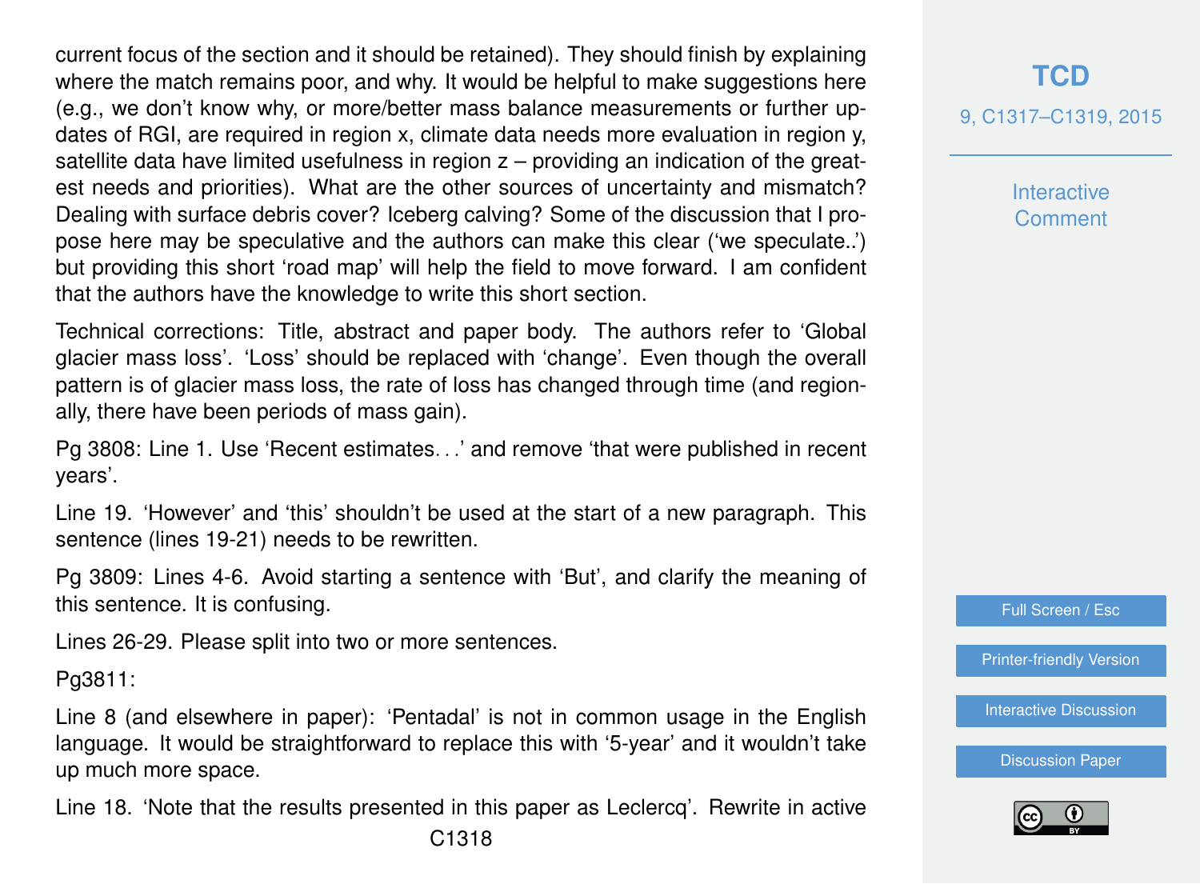current focus of the section and it should be retained). They should finish by explaining where the match remains poor, and why. It would be helpful to make suggestions here (e.g., we don't know why, or more/better mass balance measurements or further updates of RGI, are required in region x, climate data needs more evaluation in region y, satellite data have limited usefulness in region z – providing an indication of the greatest needs and priorities). What are the other sources of uncertainty and mismatch? Dealing with surface debris cover? Iceberg calving? Some of the discussion that I propose here may be speculative and the authors can make this clear ('we speculate..') but providing this short 'road map' will help the field to move forward. I am confident that the authors have the knowledge to write this short section.

Technical corrections: Title, abstract and paper body. The authors refer to 'Global glacier mass loss'. 'Loss' should be replaced with 'change'. Even though the overall pattern is of glacier mass loss, the rate of loss has changed through time (and regionally, there have been periods of mass gain).

Pg 3808: Line 1. Use 'Recent estimates…' and remove 'that were published in recent years'.

Line 19. 'However' and 'this' shouldn't be used at the start of a new paragraph. This sentence (lines 19-21) needs to be rewritten.

Pg 3809: Lines 4-6. Avoid starting a sentence with 'But', and clarify the meaning of this sentence. It is confusing.

Lines 26-29. Please split into two or more sentences.

Pg3811:

Line 8 (and elsewhere in paper): 'Pentadal' is not in common usage in the English language. It would be straightforward to replace this with '5-year' and it wouldn't take up much more space.

Line 18. 'Note that the results presented in this paper as Leclercq'. Rewrite in active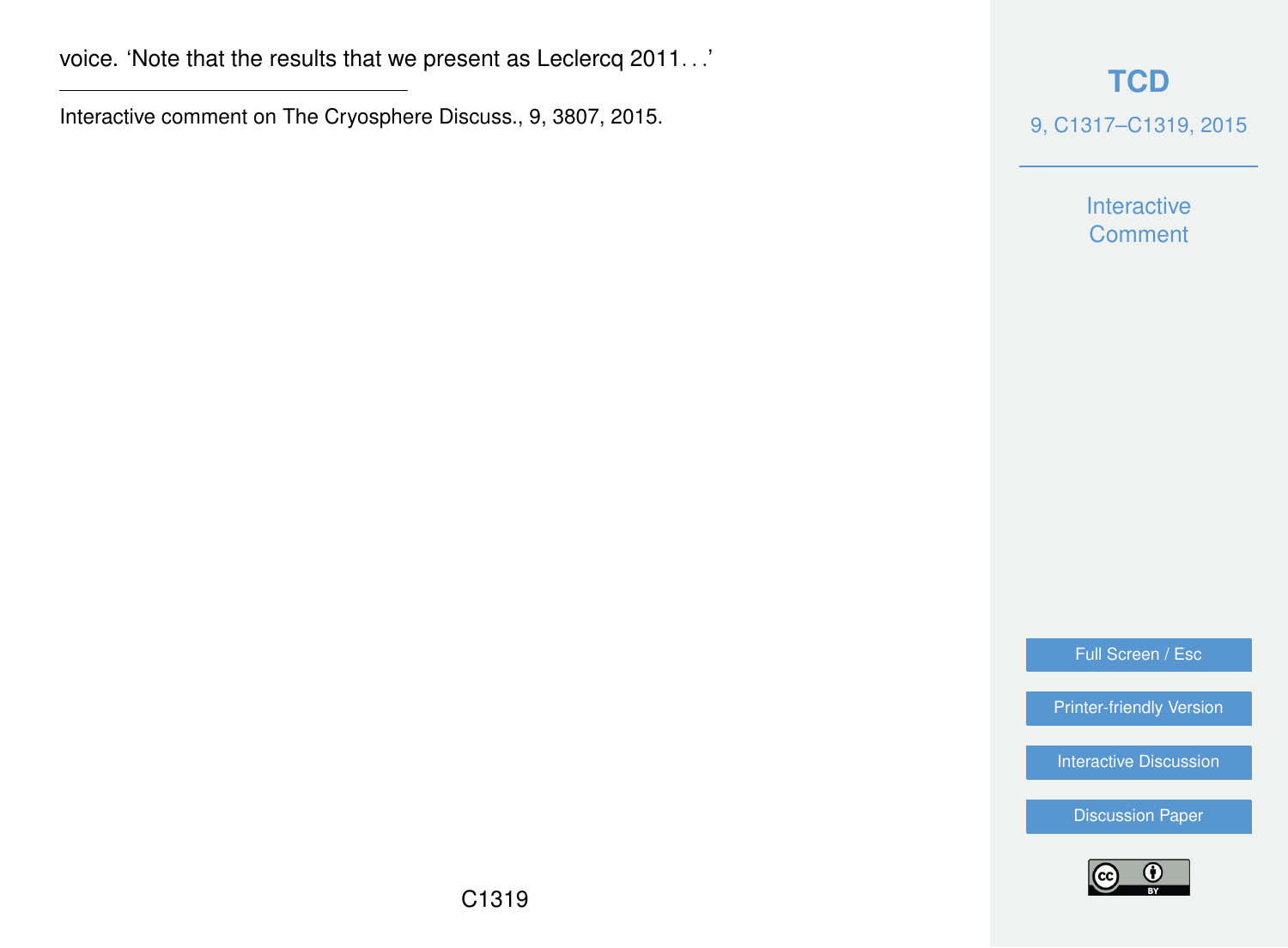voice. ‘Note that the results that we present as Leclercq 2011…’

---

Interactive comment on The Cryosphere Discuss., 9, 3807, 2015.